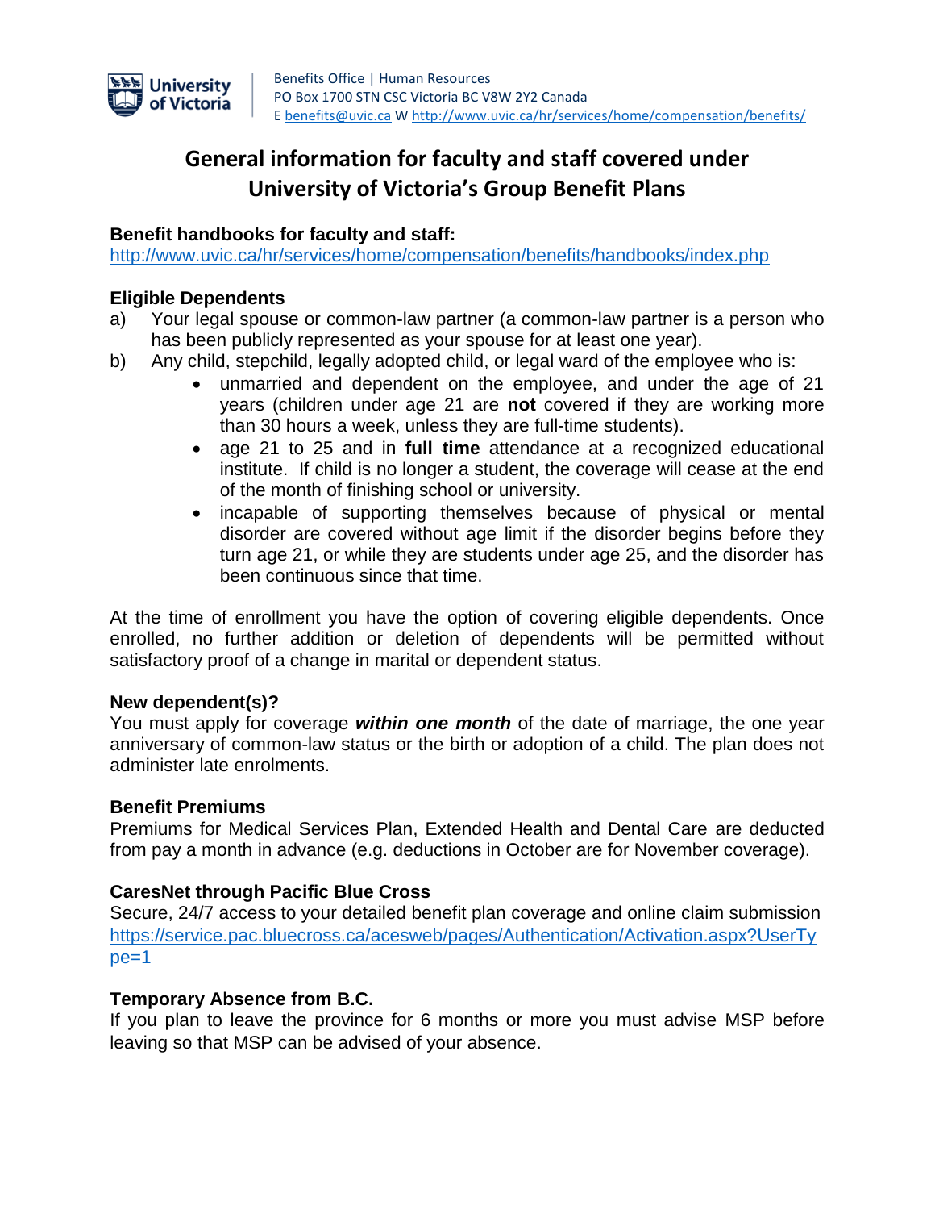Benefits Office | Human Resources
PO Box 1700 STN CSC Victoria BC V8W 2Y2 Canada
E benefits@uvic.ca W http://www.uvic.ca/hr/services/home/compensation/benefits/

# General information for faculty and staff covered under University of Victoria's Group Benefit Plans

**Benefit handbooks for faculty and staff:**
http://www.uvic.ca/hr/services/home/compensation/benefits/handbooks/index.php

**Eligible Dependents**

a) Your legal spouse or common-law partner (a common-law partner is a person who has been publicly represented as your spouse for at least one year).

b) Any child, stepchild, legally adopted child, or legal ward of the employee who is:
   - unmarried and dependent on the employee, and under the age of 21 years (children under age 21 are **not** covered if they are working more than 30 hours a week, unless they are full-time students).
   - age 21 to 25 and in **full time** attendance at a recognized educational institute. If child is no longer a student, the coverage will cease at the end of the month of finishing school or university.
   - incapable of supporting themselves because of physical or mental disorder are covered without age limit if the disorder begins before they turn age 21, or while they are students under age 25, and the disorder has been continuous since that time.

At the time of enrollment you have the option of covering eligible dependents. Once enrolled, no further addition or deletion of dependents will be permitted without satisfactory proof of a change in marital or dependent status.

**New dependent(s)?**
You must apply for coverage ***within one month*** of the date of marriage, the one year anniversary of common-law status or the birth or adoption of a child. The plan does not administer late enrolments.

**Benefit Premiums**
Premiums for Medical Services Plan, Extended Health and Dental Care are deducted from pay a month in advance (e.g. deductions in October are for November coverage).

**CaresNet through Pacific Blue Cross**
Secure, 24/7 access to your detailed benefit plan coverage and online claim submission
https://service.pac.bluecross.ca/acesweb/pages/Authentication/Activation.aspx?UserType=1

**Temporary Absence from B.C.**
If you plan to leave the province for 6 months or more you must advise MSP before leaving so that MSP can be advised of your absence.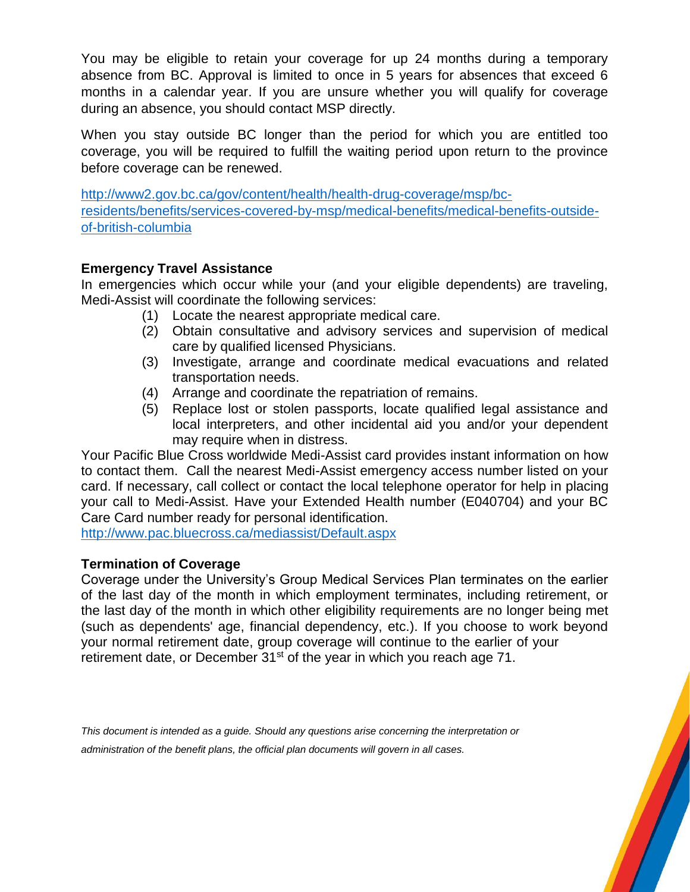You may be eligible to retain your coverage for up 24 months during a temporary absence from BC. Approval is limited to once in 5 years for absences that exceed 6 months in a calendar year. If you are unsure whether you will qualify for coverage during an absence, you should contact MSP directly.

When you stay outside BC longer than the period for which you are entitled too coverage, you will be required to fulfill the waiting period upon return to the province before coverage can be renewed.

http://www2.gov.bc.ca/gov/content/health/health-drug-coverage/msp/bc-residents/benefits/services-covered-by-msp/medical-benefits/medical-benefits-outside-of-british-columbia

### Emergency Travel Assistance

In emergencies which occur while your (and your eligible dependents) are traveling, Medi-Assist will coordinate the following services:

(1) Locate the nearest appropriate medical care.
(2) Obtain consultative and advisory services and supervision of medical care by qualified licensed Physicians.
(3) Investigate, arrange and coordinate medical evacuations and related transportation needs.
(4) Arrange and coordinate the repatriation of remains.
(5) Replace lost or stolen passports, locate qualified legal assistance and local interpreters, and other incidental aid you and/or your dependent may require when in distress.

Your Pacific Blue Cross worldwide Medi-Assist card provides instant information on how to contact them. Call the nearest Medi-Assist emergency access number listed on your card. If necessary, call collect or contact the local telephone operator for help in placing your call to Medi-Assist. Have your Extended Health number (E040704) and your BC Care Card number ready for personal identification.
http://www.pac.bluecross.ca/mediassist/Default.aspx

### Termination of Coverage

Coverage under the University's Group Medical Services Plan terminates on the earlier of the last day of the month in which employment terminates, including retirement, or the last day of the month in which other eligibility requirements are no longer being met (such as dependents' age, financial dependency, etc.). If you choose to work beyond your normal retirement date, group coverage will continue to the earlier of your retirement date, or December 31st of the year in which you reach age 71.

*This document is intended as a guide. Should any questions arise concerning the interpretation or administration of the benefit plans, the official plan documents will govern in all cases.*